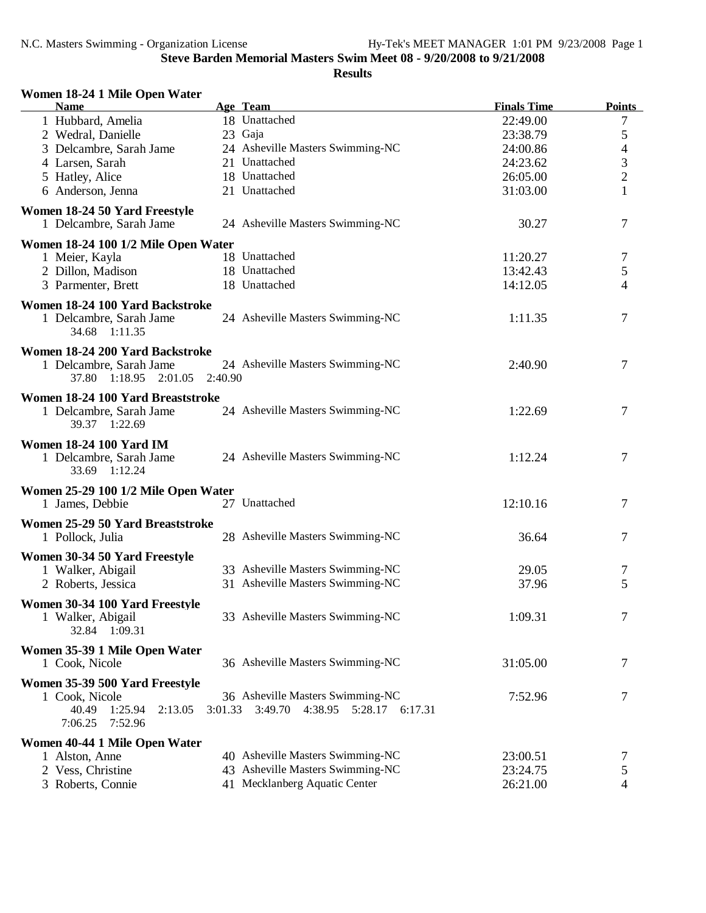**Steve Barden Memorial Masters Swim Meet 08 - 9/20/2008 to 9/21/2008**

**Results**

### Women 18-24 1 Mile Open Water

| Name | Age | Team | Finals Time | Points |
|---|---|---|---|---|
| 1 Hubbard, Amelia | 18 | Unattached | 22:49.00 | 7 |
| 2 Wedral, Danielle | 23 | Gaja | 23:38.79 | 5 |
| 3 Delcambre, Sarah Jame | 24 | Asheville Masters Swimming-NC | 24:00.86 | 4 |
| 4 Larsen, Sarah | 21 | Unattached | 24:23.62 | 3 |
| 5 Hatley, Alice | 18 | Unattached | 26:05.00 | 2 |
| 6 Anderson, Jenna | 21 | Unattached | 31:03.00 | 1 |

### Women 18-24 50 Yard Freestyle

| Name | Age | Team | Finals Time | Points |
|---|---|---|---|---|
| 1 Delcambre, Sarah Jame | 24 | Asheville Masters Swimming-NC | 30.27 | 7 |

### Women 18-24 100 1/2 Mile Open Water

| Name | Age | Team | Finals Time | Points |
|---|---|---|---|---|
| 1 Meier, Kayla | 18 | Unattached | 11:20.27 | 7 |
| 2 Dillon, Madison | 18 | Unattached | 13:42.43 | 5 |
| 3 Parmenter, Brett | 18 | Unattached | 14:12.05 | 4 |

### Women 18-24 100 Yard Backstroke

| Name | Age | Team | Finals Time | Points |
|---|---|---|---|---|
| 1 Delcambre, Sarah Jame | 24 | Asheville Masters Swimming-NC | 1:11.35 | 7 |

34.68 1:11.35

### Women 18-24 200 Yard Backstroke

| Name | Age | Team | Finals Time | Points |
|---|---|---|---|---|
| 1 Delcambre, Sarah Jame | 24 | Asheville Masters Swimming-NC | 2:40.90 | 7 |

37.80 1:18.95 2:01.05 2:40.90

### Women 18-24 100 Yard Breaststroke

| Name | Age | Team | Finals Time | Points |
|---|---|---|---|---|
| 1 Delcambre, Sarah Jame | 24 | Asheville Masters Swimming-NC | 1:22.69 | 7 |

39.37 1:22.69

### Women 18-24 100 Yard IM

| Name | Age | Team | Finals Time | Points |
|---|---|---|---|---|
| 1 Delcambre, Sarah Jame | 24 | Asheville Masters Swimming-NC | 1:12.24 | 7 |

33.69 1:12.24

### Women 25-29 100 1/2 Mile Open Water

| Name | Age | Team | Finals Time | Points |
|---|---|---|---|---|
| 1 James, Debbie | 27 | Unattached | 12:10.16 | 7 |

### Women 25-29 50 Yard Breaststroke

| Name | Age | Team | Finals Time | Points |
|---|---|---|---|---|
| 1 Pollock, Julia | 28 | Asheville Masters Swimming-NC | 36.64 | 7 |

### Women 30-34 50 Yard Freestyle

| Name | Age | Team | Finals Time | Points |
|---|---|---|---|---|
| 1 Walker, Abigail | 33 | Asheville Masters Swimming-NC | 29.05 | 7 |
| 2 Roberts, Jessica | 31 | Asheville Masters Swimming-NC | 37.96 | 5 |

### Women 30-34 100 Yard Freestyle

| Name | Age | Team | Finals Time | Points |
|---|---|---|---|---|
| 1 Walker, Abigail | 33 | Asheville Masters Swimming-NC | 1:09.31 | 7 |

32.84 1:09.31

### Women 35-39 1 Mile Open Water

| Name | Age | Team | Finals Time | Points |
|---|---|---|---|---|
| 1 Cook, Nicole | 36 | Asheville Masters Swimming-NC | 31:05.00 | 7 |

### Women 35-39 500 Yard Freestyle

| Name | Age | Team | Finals Time | Points |
|---|---|---|---|---|
| 1 Cook, Nicole | 36 | Asheville Masters Swimming-NC | 7:52.96 | 7 |

40.49 1:25.94 2:13.05 3:01.33 3:49.70 4:38.95 5:28.17 6:17.31
7:06.25 7:52.96

### Women 40-44 1 Mile Open Water

| Name | Age | Team | Finals Time | Points |
|---|---|---|---|---|
| 1 Alston, Anne | 40 | Asheville Masters Swimming-NC | 23:00.51 | 7 |
| 2 Vess, Christine | 43 | Asheville Masters Swimming-NC | 23:24.75 | 5 |
| 3 Roberts, Connie | 41 | Mecklanberg Aquatic Center | 26:21.00 | 4 |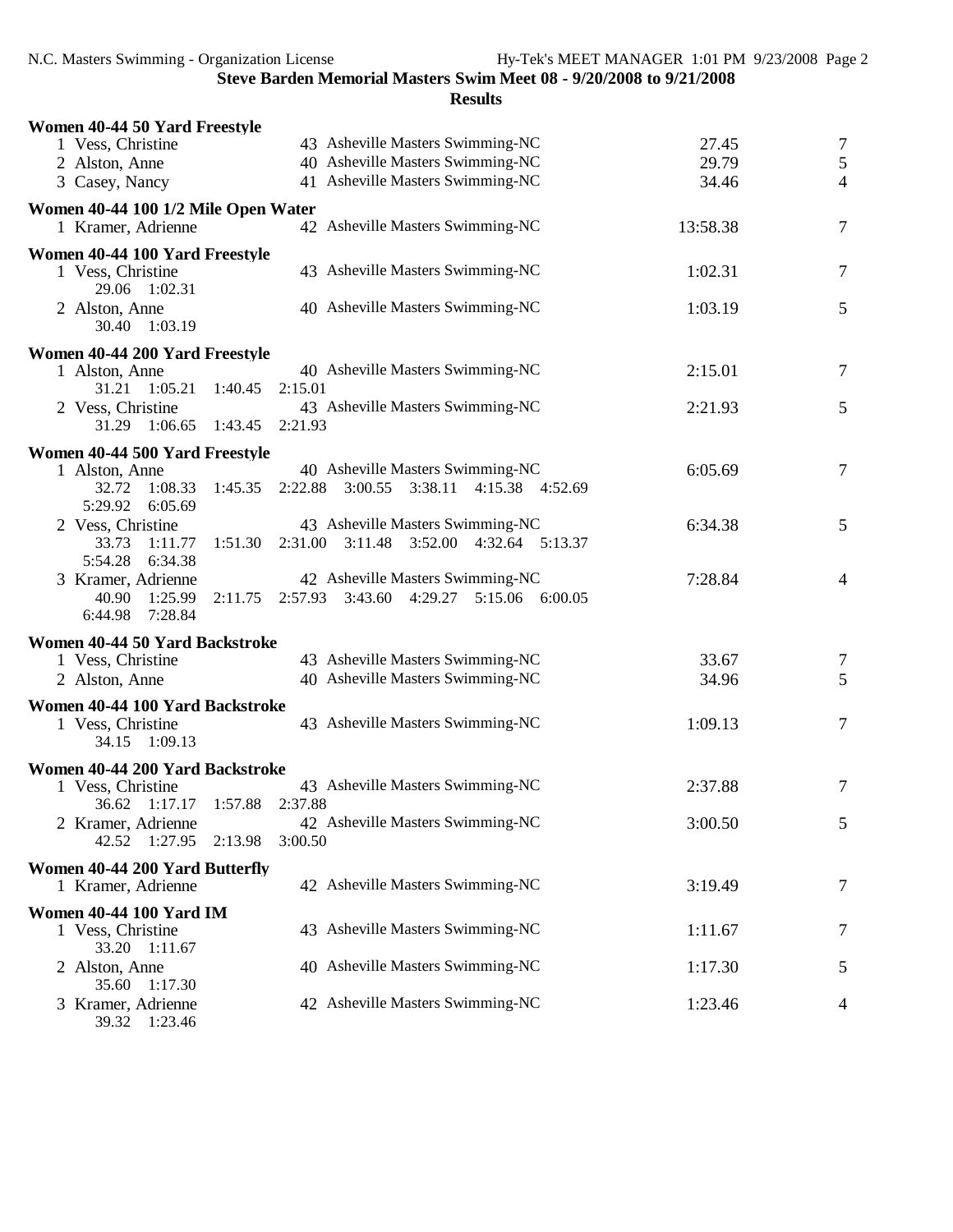## Steve Barden Memorial Masters Swim Meet 08 - 9/20/2008 to 9/21/2008

### Results

**Women 40-44 50 Yard Freestyle**

| Place | Name | Age | Team | Time | Points |
|---|---|---|---|---|---|
| 1 | Vess, Christine | 43 | Asheville Masters Swimming-NC | 27.45 | 7 |
| 2 | Alston, Anne | 40 | Asheville Masters Swimming-NC | 29.79 | 5 |
| 3 | Casey, Nancy | 41 | Asheville Masters Swimming-NC | 34.46 | 4 |

**Women 40-44 100 1/2 Mile Open Water**

| Place | Name | Age | Team | Time | Points |
|---|---|---|---|---|---|
| 1 | Kramer, Adrienne | 42 | Asheville Masters Swimming-NC | 13:58.38 | 7 |

**Women 40-44 100 Yard Freestyle**

| Place | Name | Age | Team | Time | Points |
|---|---|---|---|---|---|
| 1 | Vess, Christine | 43 | Asheville Masters Swimming-NC | 1:02.31 | 7 |
| | 29.06 1:02.31 | | | | |
| 2 | Alston, Anne | 40 | Asheville Masters Swimming-NC | 1:03.19 | 5 |
| | 30.40 1:03.19 | | | | |

**Women 40-44 200 Yard Freestyle**

| Place | Name | Age | Team | Time | Points |
|---|---|---|---|---|---|
| 1 | Alston, Anne | 40 | Asheville Masters Swimming-NC | 2:15.01 | 7 |
| | 31.21 1:05.21 1:40.45 2:15.01 | | | | |
| 2 | Vess, Christine | 43 | Asheville Masters Swimming-NC | 2:21.93 | 5 |
| | 31.29 1:06.65 1:43.45 2:21.93 | | | | |

**Women 40-44 500 Yard Freestyle**

| Place | Name | Age | Team | Time | Points |
|---|---|---|---|---|---|
| 1 | Alston, Anne | 40 | Asheville Masters Swimming-NC | 6:05.69 | 7 |
| | 32.72 1:08.33 1:45.35 2:22.88 3:00.55 3:38.11 4:15.38 4:52.69 5:29.92 6:05.69 | | | | |
| 2 | Vess, Christine | 43 | Asheville Masters Swimming-NC | 6:34.38 | 5 |
| | 33.73 1:11.77 1:51.30 2:31.00 3:11.48 3:52.00 4:32.64 5:13.37 5:54.28 6:34.38 | | | | |
| 3 | Kramer, Adrienne | 42 | Asheville Masters Swimming-NC | 7:28.84 | 4 |
| | 40.90 1:25.99 2:11.75 2:57.93 3:43.60 4:29.27 5:15.06 6:00.05 6:44.98 7:28.84 | | | | |

**Women 40-44 50 Yard Backstroke**

| Place | Name | Age | Team | Time | Points |
|---|---|---|---|---|---|
| 1 | Vess, Christine | 43 | Asheville Masters Swimming-NC | 33.67 | 7 |
| 2 | Alston, Anne | 40 | Asheville Masters Swimming-NC | 34.96 | 5 |

**Women 40-44 100 Yard Backstroke**

| Place | Name | Age | Team | Time | Points |
|---|---|---|---|---|---|
| 1 | Vess, Christine | 43 | Asheville Masters Swimming-NC | 1:09.13 | 7 |
| | 34.15 1:09.13 | | | | |

**Women 40-44 200 Yard Backstroke**

| Place | Name | Age | Team | Time | Points |
|---|---|---|---|---|---|
| 1 | Vess, Christine | 43 | Asheville Masters Swimming-NC | 2:37.88 | 7 |
| | 36.62 1:17.17 1:57.88 2:37.88 | | | | |
| 2 | Kramer, Adrienne | 42 | Asheville Masters Swimming-NC | 3:00.50 | 5 |
| | 42.52 1:27.95 2:13.98 3:00.50 | | | | |

**Women 40-44 200 Yard Butterfly**

| Place | Name | Age | Team | Time | Points |
|---|---|---|---|---|---|
| 1 | Kramer, Adrienne | 42 | Asheville Masters Swimming-NC | 3:19.49 | 7 |

**Women 40-44 100 Yard IM**

| Place | Name | Age | Team | Time | Points |
|---|---|---|---|---|---|
| 1 | Vess, Christine | 43 | Asheville Masters Swimming-NC | 1:11.67 | 7 |
| | 33.20 1:11.67 | | | | |
| 2 | Alston, Anne | 40 | Asheville Masters Swimming-NC | 1:17.30 | 5 |
| | 35.60 1:17.30 | | | | |
| 3 | Kramer, Adrienne | 42 | Asheville Masters Swimming-NC | 1:23.46 | 4 |
| | 39.32 1:23.46 | | | | |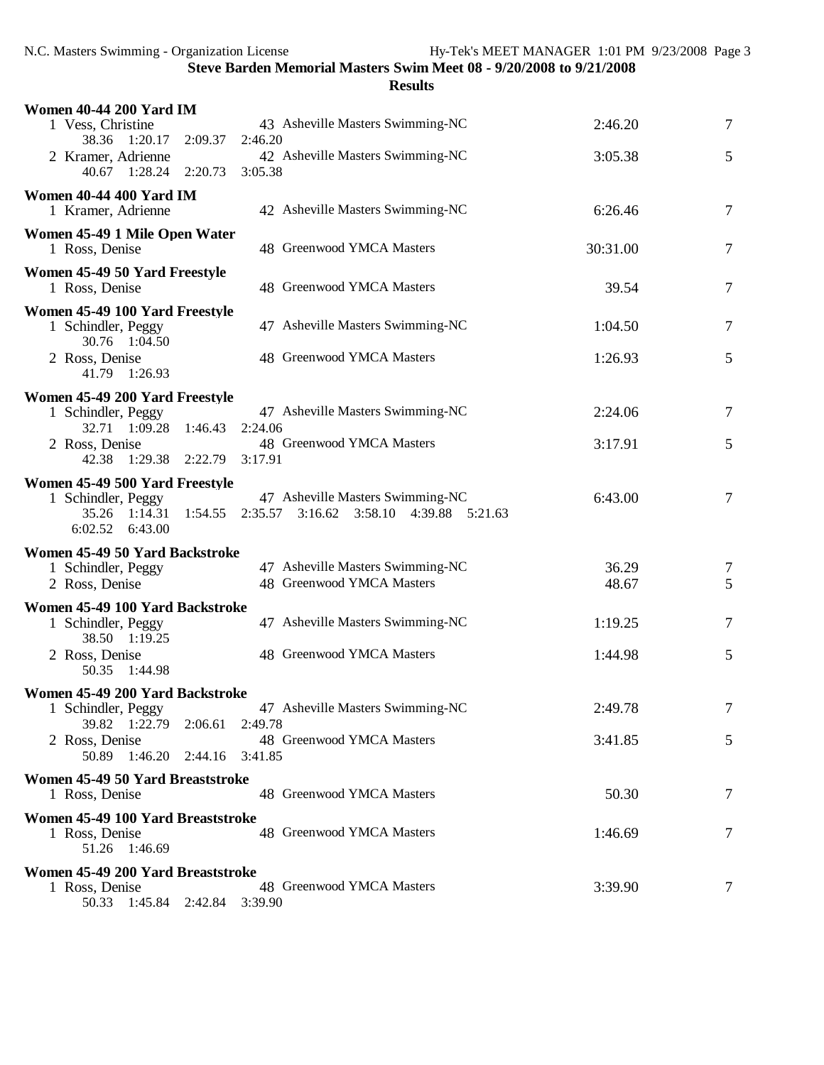**Steve Barden Memorial Masters Swim Meet 08 - 9/20/2008 to 9/21/2008**

**Results**

**Women 40-44 200 Yard IM**

| | Name | Age | Team | Time | Points |
|---|---|---|---|---|---|
| 1 | Vess, Christine | 43 | Asheville Masters Swimming-NC | 2:46.20 | 7 |
| | 38.36 1:20.17 2:09.37 2:46.20 | | | | |
| 2 | Kramer, Adrienne | 42 | Asheville Masters Swimming-NC | 3:05.38 | 5 |
| | 40.67 1:28.24 2:20.73 3:05.38 | | | | |

**Women 40-44 400 Yard IM**

| | Name | Age | Team | Time | Points |
|---|---|---|---|---|---|
| 1 | Kramer, Adrienne | 42 | Asheville Masters Swimming-NC | 6:26.46 | 7 |

**Women 45-49 1 Mile Open Water**

| | Name | Age | Team | Time | Points |
|---|---|---|---|---|---|
| 1 | Ross, Denise | 48 | Greenwood YMCA Masters | 30:31.00 | 7 |

**Women 45-49 50 Yard Freestyle**

| | Name | Age | Team | Time | Points |
|---|---|---|---|---|---|
| 1 | Ross, Denise | 48 | Greenwood YMCA Masters | 39.54 | 7 |

**Women 45-49 100 Yard Freestyle**

| | Name | Age | Team | Time | Points |
|---|---|---|---|---|---|
| 1 | Schindler, Peggy | 47 | Asheville Masters Swimming-NC | 1:04.50 | 7 |
| | 30.76 1:04.50 | | | | |
| 2 | Ross, Denise | 48 | Greenwood YMCA Masters | 1:26.93 | 5 |
| | 41.79 1:26.93 | | | | |

**Women 45-49 200 Yard Freestyle**

| | Name | Age | Team | Time | Points |
|---|---|---|---|---|---|
| 1 | Schindler, Peggy | 47 | Asheville Masters Swimming-NC | 2:24.06 | 7 |
| | 32.71 1:09.28 1:46.43 2:24.06 | | | | |
| 2 | Ross, Denise | 48 | Greenwood YMCA Masters | 3:17.91 | 5 |
| | 42.38 1:29.38 2:22.79 3:17.91 | | | | |

**Women 45-49 500 Yard Freestyle**

| | Name | Age | Team | Time | Points |
|---|---|---|---|---|---|
| 1 | Schindler, Peggy | 47 | Asheville Masters Swimming-NC | 6:43.00 | 7 |
| | 35.26 1:14.31 1:54.55 2:35.57 3:16.62 3:58.10 4:39.88 5:21.63 6:02.52 6:43.00 | | | | |

**Women 45-49 50 Yard Backstroke**

| | Name | Age | Team | Time | Points |
|---|---|---|---|---|---|
| 1 | Schindler, Peggy | 47 | Asheville Masters Swimming-NC | 36.29 | 7 |
| 2 | Ross, Denise | 48 | Greenwood YMCA Masters | 48.67 | 5 |

**Women 45-49 100 Yard Backstroke**

| | Name | Age | Team | Time | Points |
|---|---|---|---|---|---|
| 1 | Schindler, Peggy | 47 | Asheville Masters Swimming-NC | 1:19.25 | 7 |
| | 38.50 1:19.25 | | | | |
| 2 | Ross, Denise | 48 | Greenwood YMCA Masters | 1:44.98 | 5 |
| | 50.35 1:44.98 | | | | |

**Women 45-49 200 Yard Backstroke**

| | Name | Age | Team | Time | Points |
|---|---|---|---|---|---|
| 1 | Schindler, Peggy | 47 | Asheville Masters Swimming-NC | 2:49.78 | 7 |
| | 39.82 1:22.79 2:06.61 2:49.78 | | | | |
| 2 | Ross, Denise | 48 | Greenwood YMCA Masters | 3:41.85 | 5 |
| | 50.89 1:46.20 2:44.16 3:41.85 | | | | |

**Women 45-49 50 Yard Breaststroke**

| | Name | Age | Team | Time | Points |
|---|---|---|---|---|---|
| 1 | Ross, Denise | 48 | Greenwood YMCA Masters | 50.30 | 7 |

**Women 45-49 100 Yard Breaststroke**

| | Name | Age | Team | Time | Points |
|---|---|---|---|---|---|
| 1 | Ross, Denise | 48 | Greenwood YMCA Masters | 1:46.69 | 7 |
| | 51.26 1:46.69 | | | | |

**Women 45-49 200 Yard Breaststroke**

| | Name | Age | Team | Time | Points |
|---|---|---|---|---|---|
| 1 | Ross, Denise | 48 | Greenwood YMCA Masters | 3:39.90 | 7 |
| | 50.33 1:45.84 2:42.84 3:39.90 | | | | |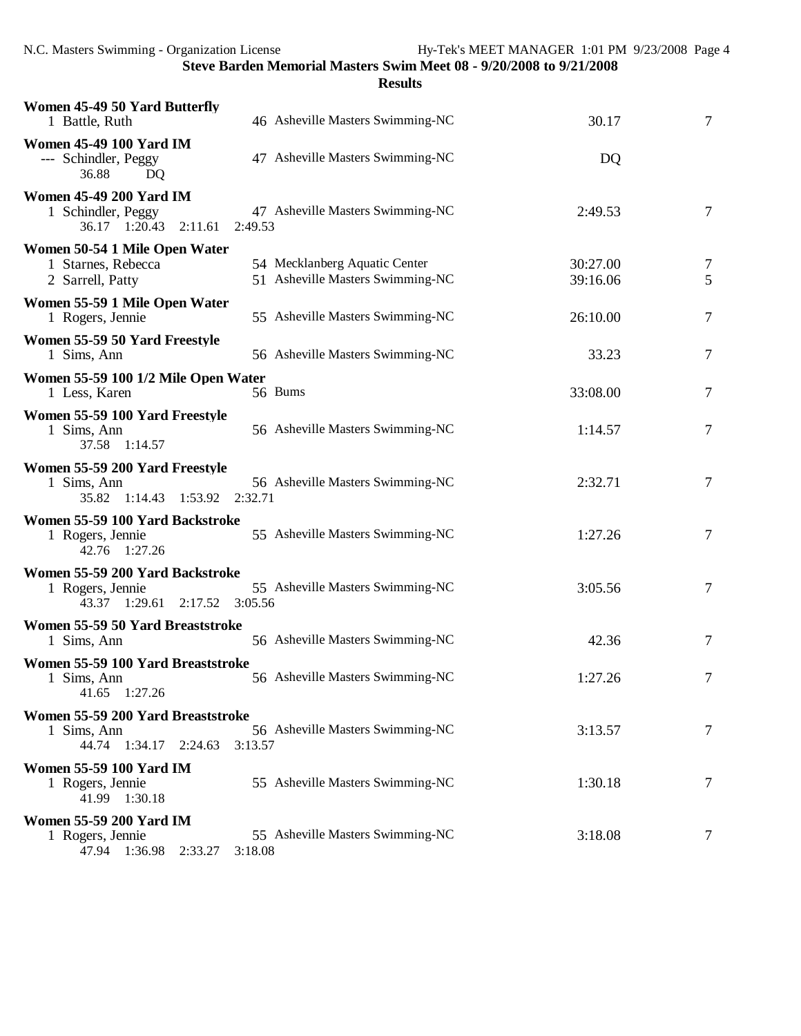## Steve Barden Memorial Masters Swim Meet 08 - 9/20/2008 to 9/21/2008

### Results

**Women 45-49 50 Yard Butterfly**

| Place | Name | Age | Team | Time | Points |
|---|---|---|---|---|---|
| 1 | Battle, Ruth | 46 | Asheville Masters Swimming-NC | 30.17 | 7 |

**Women 45-49 100 Yard IM**

| Place | Name | Age | Team | Time | Points |
|---|---|---|---|---|---|
| --- | Schindler, Peggy | 47 | Asheville Masters Swimming-NC | DQ | |
| | 36.88 DQ | | | | |

**Women 45-49 200 Yard IM**

| Place | Name | Age | Team | Time | Points |
|---|---|---|---|---|---|
| 1 | Schindler, Peggy | 47 | Asheville Masters Swimming-NC | 2:49.53 | 7 |
| | 36.17 1:20.43 2:11.61 2:49.53 | | | | |

**Women 50-54 1 Mile Open Water**

| Place | Name | Age | Team | Time | Points |
|---|---|---|---|---|---|
| 1 | Starnes, Rebecca | 54 | Mecklanberg Aquatic Center | 30:27.00 | 7 |
| 2 | Sarrell, Patty | 51 | Asheville Masters Swimming-NC | 39:16.06 | 5 |

**Women 55-59 1 Mile Open Water**

| Place | Name | Age | Team | Time | Points |
|---|---|---|---|---|---|
| 1 | Rogers, Jennie | 55 | Asheville Masters Swimming-NC | 26:10.00 | 7 |

**Women 55-59 50 Yard Freestyle**

| Place | Name | Age | Team | Time | Points |
|---|---|---|---|---|---|
| 1 | Sims, Ann | 56 | Asheville Masters Swimming-NC | 33.23 | 7 |

**Women 55-59 100 1/2 Mile Open Water**

| Place | Name | Age | Team | Time | Points |
|---|---|---|---|---|---|
| 1 | Less, Karen | 56 | Bums | 33:08.00 | 7 |

**Women 55-59 100 Yard Freestyle**

| Place | Name | Age | Team | Time | Points |
|---|---|---|---|---|---|
| 1 | Sims, Ann | 56 | Asheville Masters Swimming-NC | 1:14.57 | 7 |
| | 37.58 1:14.57 | | | | |

**Women 55-59 200 Yard Freestyle**

| Place | Name | Age | Team | Time | Points |
|---|---|---|---|---|---|
| 1 | Sims, Ann | 56 | Asheville Masters Swimming-NC | 2:32.71 | 7 |
| | 35.82 1:14.43 1:53.92 2:32.71 | | | | |

**Women 55-59 100 Yard Backstroke**

| Place | Name | Age | Team | Time | Points |
|---|---|---|---|---|---|
| 1 | Rogers, Jennie | 55 | Asheville Masters Swimming-NC | 1:27.26 | 7 |
| | 42.76 1:27.26 | | | | |

**Women 55-59 200 Yard Backstroke**

| Place | Name | Age | Team | Time | Points |
|---|---|---|---|---|---|
| 1 | Rogers, Jennie | 55 | Asheville Masters Swimming-NC | 3:05.56 | 7 |
| | 43.37 1:29.61 2:17.52 3:05.56 | | | | |

**Women 55-59 50 Yard Breaststroke**

| Place | Name | Age | Team | Time | Points |
|---|---|---|---|---|---|
| 1 | Sims, Ann | 56 | Asheville Masters Swimming-NC | 42.36 | 7 |

**Women 55-59 100 Yard Breaststroke**

| Place | Name | Age | Team | Time | Points |
|---|---|---|---|---|---|
| 1 | Sims, Ann | 56 | Asheville Masters Swimming-NC | 1:27.26 | 7 |
| | 41.65 1:27.26 | | | | |

**Women 55-59 200 Yard Breaststroke**

| Place | Name | Age | Team | Time | Points |
|---|---|---|---|---|---|
| 1 | Sims, Ann | 56 | Asheville Masters Swimming-NC | 3:13.57 | 7 |
| | 44.74 1:34.17 2:24.63 3:13.57 | | | | |

**Women 55-59 100 Yard IM**

| Place | Name | Age | Team | Time | Points |
|---|---|---|---|---|---|
| 1 | Rogers, Jennie | 55 | Asheville Masters Swimming-NC | 1:30.18 | 7 |
| | 41.99 1:30.18 | | | | |

**Women 55-59 200 Yard IM**

| Place | Name | Age | Team | Time | Points |
|---|---|---|---|---|---|
| 1 | Rogers, Jennie | 55 | Asheville Masters Swimming-NC | 3:18.08 | 7 |
| | 47.94 1:36.98 2:33.27 3:18.08 | | | | |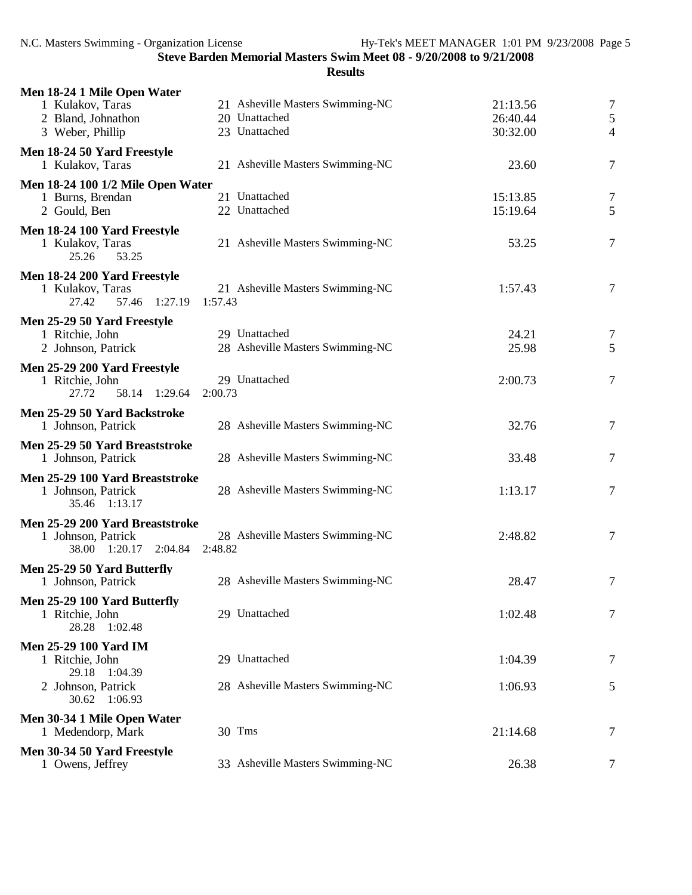## Steve Barden Memorial Masters Swim Meet 08 - 9/20/2008 to 9/21/2008

### Results

**Men 18-24 1 Mile Open Water**

| Place | Name | Age | Team | Time | Points |
|---|---|---|---|---|---|
| 1 | Kulakov, Taras | 21 | Asheville Masters Swimming-NC | 21:13.56 | 7 |
| 2 | Bland, Johnathon | 20 | Unattached | 26:40.44 | 5 |
| 3 | Weber, Phillip | 23 | Unattached | 30:32.00 | 4 |

**Men 18-24 50 Yard Freestyle**

| Place | Name | Age | Team | Time | Points |
|---|---|---|---|---|---|
| 1 | Kulakov, Taras | 21 | Asheville Masters Swimming-NC | 23.60 | 7 |

**Men 18-24 100 1/2 Mile Open Water**

| Place | Name | Age | Team | Time | Points |
|---|---|---|---|---|---|
| 1 | Burns, Brendan | 21 | Unattached | 15:13.85 | 7 |
| 2 | Gould, Ben | 22 | Unattached | 15:19.64 | 5 |

**Men 18-24 100 Yard Freestyle**

| Place | Name | Age | Team | Time | Points |
|---|---|---|---|---|---|
| 1 | Kulakov, Taras | 21 | Asheville Masters Swimming-NC | 53.25 | 7 |
| | 25.26 53.25 | | | | |

**Men 18-24 200 Yard Freestyle**

| Place | Name | Age | Team | Time | Points |
|---|---|---|---|---|---|
| 1 | Kulakov, Taras | 21 | Asheville Masters Swimming-NC | 1:57.43 | 7 |
| | 27.42 57.46 1:27.19 1:57.43 | | | | |

**Men 25-29 50 Yard Freestyle**

| Place | Name | Age | Team | Time | Points |
|---|---|---|---|---|---|
| 1 | Ritchie, John | 29 | Unattached | 24.21 | 7 |
| 2 | Johnson, Patrick | 28 | Asheville Masters Swimming-NC | 25.98 | 5 |

**Men 25-29 200 Yard Freestyle**

| Place | Name | Age | Team | Time | Points |
|---|---|---|---|---|---|
| 1 | Ritchie, John | 29 | Unattached | 2:00.73 | 7 |
| | 27.72 58.14 1:29.64 2:00.73 | | | | |

**Men 25-29 50 Yard Backstroke**

| Place | Name | Age | Team | Time | Points |
|---|---|---|---|---|---|
| 1 | Johnson, Patrick | 28 | Asheville Masters Swimming-NC | 32.76 | 7 |

**Men 25-29 50 Yard Breaststroke**

| Place | Name | Age | Team | Time | Points |
|---|---|---|---|---|---|
| 1 | Johnson, Patrick | 28 | Asheville Masters Swimming-NC | 33.48 | 7 |

**Men 25-29 100 Yard Breaststroke**

| Place | Name | Age | Team | Time | Points |
|---|---|---|---|---|---|
| 1 | Johnson, Patrick | 28 | Asheville Masters Swimming-NC | 1:13.17 | 7 |
| | 35.46 1:13.17 | | | | |

**Men 25-29 200 Yard Breaststroke**

| Place | Name | Age | Team | Time | Points |
|---|---|---|---|---|---|
| 1 | Johnson, Patrick | 28 | Asheville Masters Swimming-NC | 2:48.82 | 7 |
| | 38.00 1:20.17 2:04.84 2:48.82 | | | | |

**Men 25-29 50 Yard Butterfly**

| Place | Name | Age | Team | Time | Points |
|---|---|---|---|---|---|
| 1 | Johnson, Patrick | 28 | Asheville Masters Swimming-NC | 28.47 | 7 |

**Men 25-29 100 Yard Butterfly**

| Place | Name | Age | Team | Time | Points |
|---|---|---|---|---|---|
| 1 | Ritchie, John | 29 | Unattached | 1:02.48 | 7 |
| | 28.28 1:02.48 | | | | |

**Men 25-29 100 Yard IM**

| Place | Name | Age | Team | Time | Points |
|---|---|---|---|---|---|
| 1 | Ritchie, John | 29 | Unattached | 1:04.39 | 7 |
| | 29.18 1:04.39 | | | | |
| 2 | Johnson, Patrick | 28 | Asheville Masters Swimming-NC | 1:06.93 | 5 |
| | 30.62 1:06.93 | | | | |

**Men 30-34 1 Mile Open Water**

| Place | Name | Age | Team | Time | Points |
|---|---|---|---|---|---|
| 1 | Medendorp, Mark | 30 | Tms | 21:14.68 | 7 |

**Men 30-34 50 Yard Freestyle**

| Place | Name | Age | Team | Time | Points |
|---|---|---|---|---|---|
| 1 | Owens, Jeffrey | 33 | Asheville Masters Swimming-NC | 26.38 | 7 |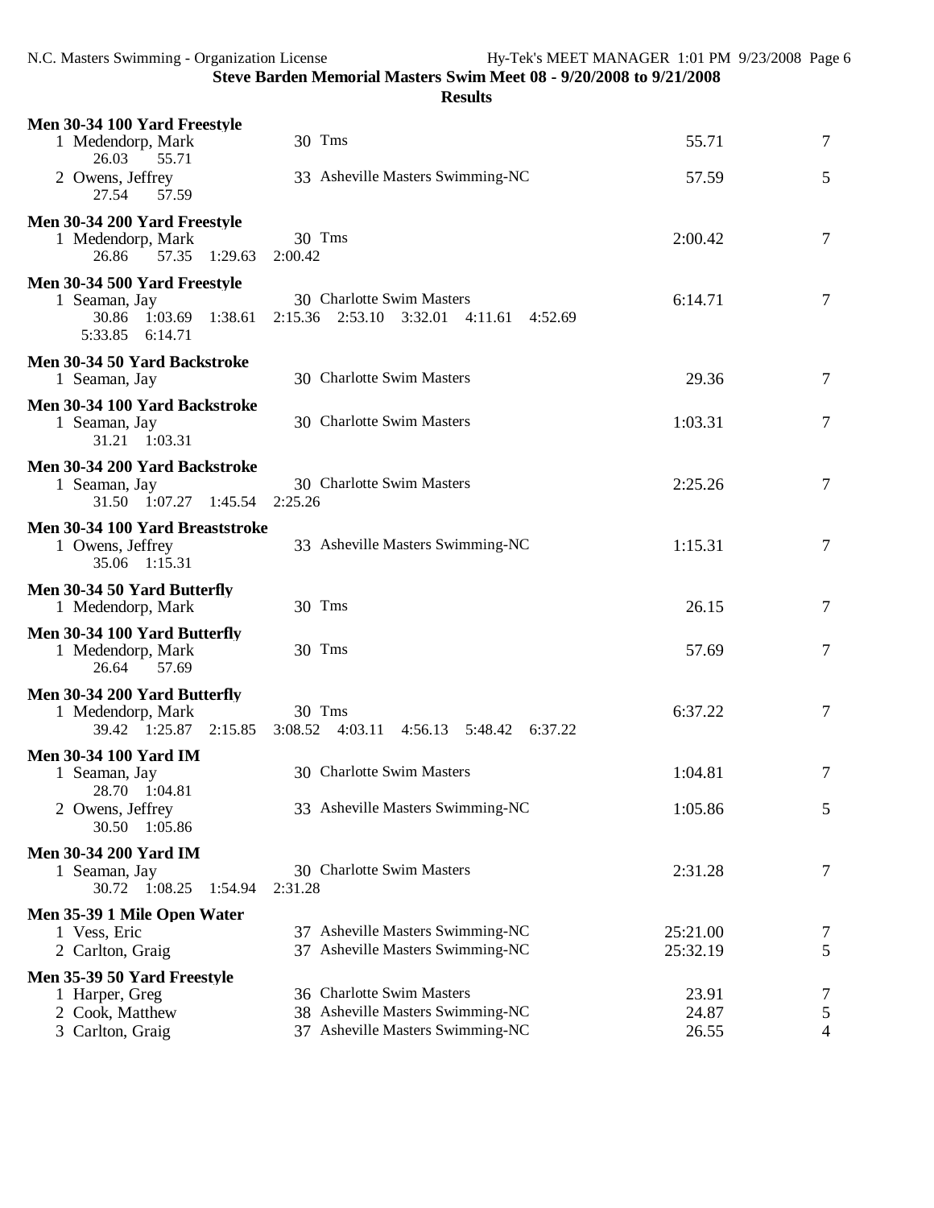**Steve Barden Memorial Masters Swim Meet 08 - 9/20/2008 to 9/21/2008**

**Results**

**Men 30-34 100 Yard Freestyle**

| | Name | Age | Team | Time | Points |
|---|---|---|---|---|---|
| 1 | Medendorp, Mark | 30 | Tms | 55.71 | 7 |
| | 26.03 55.71 | | | | |
| 2 | Owens, Jeffrey | 33 | Asheville Masters Swimming-NC | 57.59 | 5 |
| | 27.54 57.59 | | | | |

**Men 30-34 200 Yard Freestyle**

| | Name | Age | Team | Time | Points |
|---|---|---|---|---|---|
| 1 | Medendorp, Mark | 30 | Tms | 2:00.42 | 7 |
| | 26.86 57.35 1:29.63 2:00.42 | | | | |

**Men 30-34 500 Yard Freestyle**

| | Name | Age | Team | Time | Points |
|---|---|---|---|---|---|
| 1 | Seaman, Jay | 30 | Charlotte Swim Masters | 6:14.71 | 7 |
| | 30.86 1:03.69 1:38.61 2:15.36 2:53.10 3:32.01 4:11.61 4:52.69 5:33.85 6:14.71 | | | | |

**Men 30-34 50 Yard Backstroke**

| | Name | Age | Team | Time | Points |
|---|---|---|---|---|---|
| 1 | Seaman, Jay | 30 | Charlotte Swim Masters | 29.36 | 7 |

**Men 30-34 100 Yard Backstroke**

| | Name | Age | Team | Time | Points |
|---|---|---|---|---|---|
| 1 | Seaman, Jay | 30 | Charlotte Swim Masters | 1:03.31 | 7 |
| | 31.21 1:03.31 | | | | |

**Men 30-34 200 Yard Backstroke**

| | Name | Age | Team | Time | Points |
|---|---|---|---|---|---|
| 1 | Seaman, Jay | 30 | Charlotte Swim Masters | 2:25.26 | 7 |
| | 31.50 1:07.27 1:45.54 2:25.26 | | | | |

**Men 30-34 100 Yard Breaststroke**

| | Name | Age | Team | Time | Points |
|---|---|---|---|---|---|
| 1 | Owens, Jeffrey | 33 | Asheville Masters Swimming-NC | 1:15.31 | 7 |
| | 35.06 1:15.31 | | | | |

**Men 30-34 50 Yard Butterfly**

| | Name | Age | Team | Time | Points |
|---|---|---|---|---|---|
| 1 | Medendorp, Mark | 30 | Tms | 26.15 | 7 |

**Men 30-34 100 Yard Butterfly**

| | Name | Age | Team | Time | Points |
|---|---|---|---|---|---|
| 1 | Medendorp, Mark | 30 | Tms | 57.69 | 7 |
| | 26.64 57.69 | | | | |

**Men 30-34 200 Yard Butterfly**

| | Name | Age | Team | Time | Points |
|---|---|---|---|---|---|
| 1 | Medendorp, Mark | 30 | Tms | 6:37.22 | 7 |
| | 39.42 1:25.87 2:15.85 3:08.52 4:03.11 4:56.13 5:48.42 6:37.22 | | | | |

**Men 30-34 100 Yard IM**

| | Name | Age | Team | Time | Points |
|---|---|---|---|---|---|
| 1 | Seaman, Jay | 30 | Charlotte Swim Masters | 1:04.81 | 7 |
| | 28.70 1:04.81 | | | | |
| 2 | Owens, Jeffrey | 33 | Asheville Masters Swimming-NC | 1:05.86 | 5 |
| | 30.50 1:05.86 | | | | |

**Men 30-34 200 Yard IM**

| | Name | Age | Team | Time | Points |
|---|---|---|---|---|---|
| 1 | Seaman, Jay | 30 | Charlotte Swim Masters | 2:31.28 | 7 |
| | 30.72 1:08.25 1:54.94 2:31.28 | | | | |

**Men 35-39 1 Mile Open Water**

| | Name | Age | Team | Time | Points |
|---|---|---|---|---|---|
| 1 | Vess, Eric | 37 | Asheville Masters Swimming-NC | 25:21.00 | 7 |
| 2 | Carlton, Graig | 37 | Asheville Masters Swimming-NC | 25:32.19 | 5 |

**Men 35-39 50 Yard Freestyle**

| | Name | Age | Team | Time | Points |
|---|---|---|---|---|---|
| 1 | Harper, Greg | 36 | Charlotte Swim Masters | 23.91 | 7 |
| 2 | Cook, Matthew | 38 | Asheville Masters Swimming-NC | 24.87 | 5 |
| 3 | Carlton, Graig | 37 | Asheville Masters Swimming-NC | 26.55 | 4 |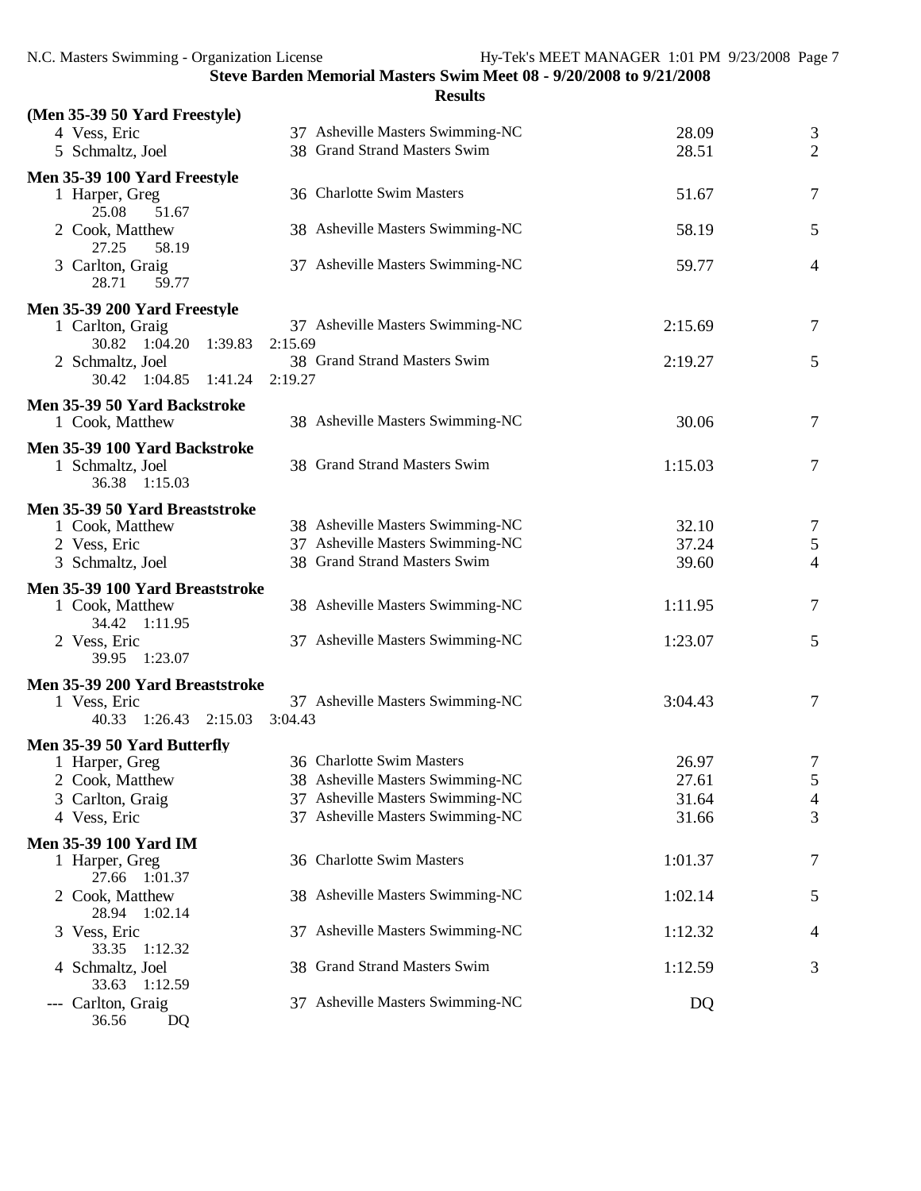**Steve Barden Memorial Masters Swim Meet 08 - 9/20/2008 to 9/21/2008**

**Results**

**(Men 35-39 50 Yard Freestyle)**

| Place | Name | Age | Team | Time | Points |
|---|---|---|---|---|---|
| 4 | Vess, Eric | 37 | Asheville Masters Swimming-NC | 28.09 | 3 |
| 5 | Schmaltz, Joel | 38 | Grand Strand Masters Swim | 28.51 | 2 |

**Men 35-39 100 Yard Freestyle**

| Place | Name | Age | Team | Time | Points |
|---|---|---|---|---|---|
| 1 | Harper, Greg | 36 | Charlotte Swim Masters | 51.67 | 7 |
| | 25.08 51.67 | | | | |
| 2 | Cook, Matthew | 38 | Asheville Masters Swimming-NC | 58.19 | 5 |
| | 27.25 58.19 | | | | |
| 3 | Carlton, Graig | 37 | Asheville Masters Swimming-NC | 59.77 | 4 |
| | 28.71 59.77 | | | | |

**Men 35-39 200 Yard Freestyle**

| Place | Name | Age | Team | Time | Points |
|---|---|---|---|---|---|
| 1 | Carlton, Graig | 37 | Asheville Masters Swimming-NC | 2:15.69 | 7 |
| | 30.82 1:04.20 1:39.83 2:15.69 | | | | |
| 2 | Schmaltz, Joel | 38 | Grand Strand Masters Swim | 2:19.27 | 5 |
| | 30.42 1:04.85 1:41.24 2:19.27 | | | | |

**Men 35-39 50 Yard Backstroke**

| Place | Name | Age | Team | Time | Points |
|---|---|---|---|---|---|
| 1 | Cook, Matthew | 38 | Asheville Masters Swimming-NC | 30.06 | 7 |

**Men 35-39 100 Yard Backstroke**

| Place | Name | Age | Team | Time | Points |
|---|---|---|---|---|---|
| 1 | Schmaltz, Joel | 38 | Grand Strand Masters Swim | 1:15.03 | 7 |
| | 36.38 1:15.03 | | | | |

**Men 35-39 50 Yard Breaststroke**

| Place | Name | Age | Team | Time | Points |
|---|---|---|---|---|---|
| 1 | Cook, Matthew | 38 | Asheville Masters Swimming-NC | 32.10 | 7 |
| 2 | Vess, Eric | 37 | Asheville Masters Swimming-NC | 37.24 | 5 |
| 3 | Schmaltz, Joel | 38 | Grand Strand Masters Swim | 39.60 | 4 |

**Men 35-39 100 Yard Breaststroke**

| Place | Name | Age | Team | Time | Points |
|---|---|---|---|---|---|
| 1 | Cook, Matthew | 38 | Asheville Masters Swimming-NC | 1:11.95 | 7 |
| | 34.42 1:11.95 | | | | |
| 2 | Vess, Eric | 37 | Asheville Masters Swimming-NC | 1:23.07 | 5 |
| | 39.95 1:23.07 | | | | |

**Men 35-39 200 Yard Breaststroke**

| Place | Name | Age | Team | Time | Points |
|---|---|---|---|---|---|
| 1 | Vess, Eric | 37 | Asheville Masters Swimming-NC | 3:04.43 | 7 |
| | 40.33 1:26.43 2:15.03 3:04.43 | | | | |

**Men 35-39 50 Yard Butterfly**

| Place | Name | Age | Team | Time | Points |
|---|---|---|---|---|---|
| 1 | Harper, Greg | 36 | Charlotte Swim Masters | 26.97 | 7 |
| 2 | Cook, Matthew | 38 | Asheville Masters Swimming-NC | 27.61 | 5 |
| 3 | Carlton, Graig | 37 | Asheville Masters Swimming-NC | 31.64 | 4 |
| 4 | Vess, Eric | 37 | Asheville Masters Swimming-NC | 31.66 | 3 |

**Men 35-39 100 Yard IM**

| Place | Name | Age | Team | Time | Points |
|---|---|---|---|---|---|
| 1 | Harper, Greg | 36 | Charlotte Swim Masters | 1:01.37 | 7 |
| | 27.66 1:01.37 | | | | |
| 2 | Cook, Matthew | 38 | Asheville Masters Swimming-NC | 1:02.14 | 5 |
| | 28.94 1:02.14 | | | | |
| 3 | Vess, Eric | 37 | Asheville Masters Swimming-NC | 1:12.32 | 4 |
| | 33.35 1:12.32 | | | | |
| 4 | Schmaltz, Joel | 38 | Grand Strand Masters Swim | 1:12.59 | 3 |
| | 33.63 1:12.59 | | | | |
| --- | Carlton, Graig | 37 | Asheville Masters Swimming-NC | DQ | |
| | 36.56 DQ | | | | |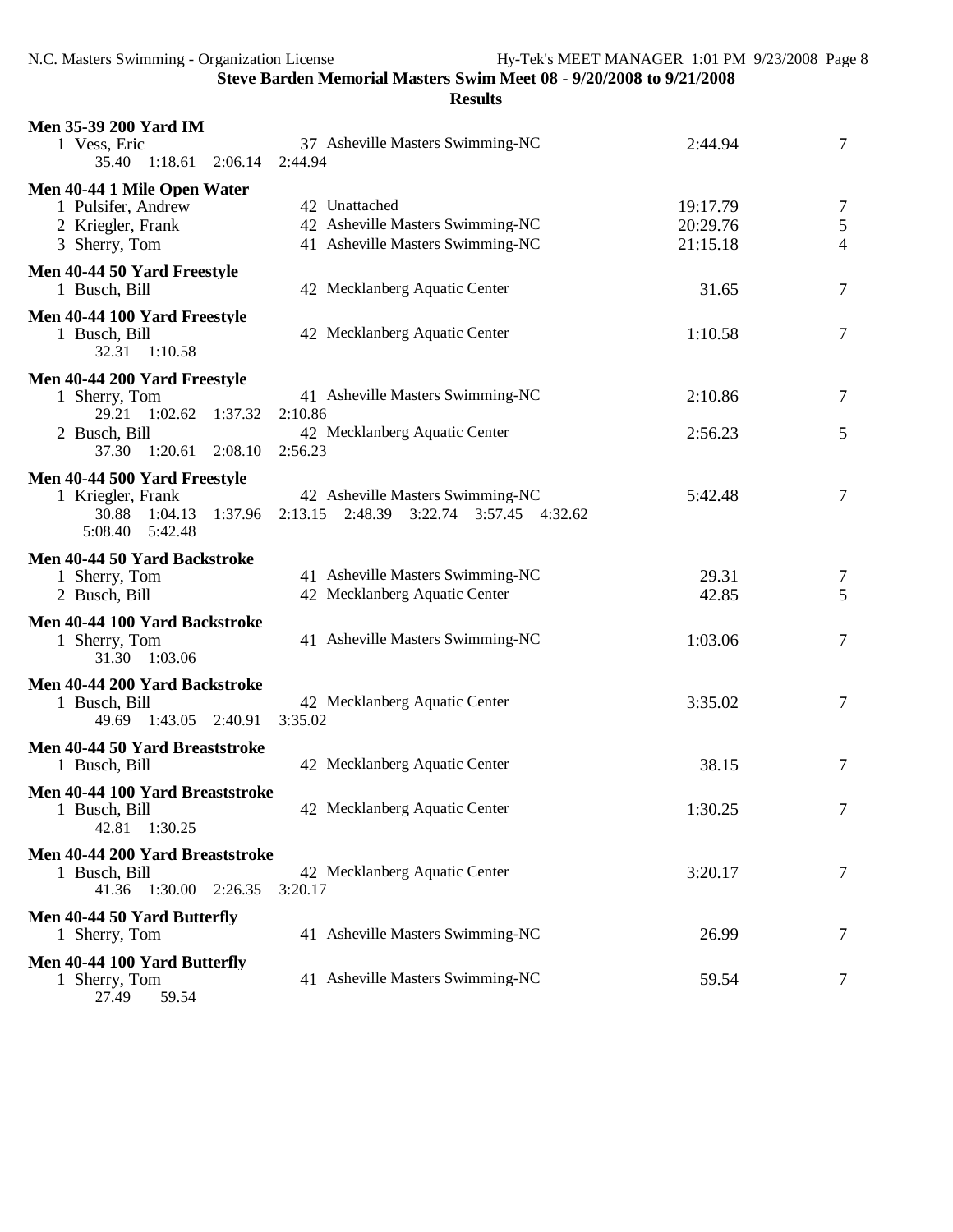**Steve Barden Memorial Masters Swim Meet 08 - 9/20/2008 to 9/21/2008**

**Results**

### Men 35-39 200 Yard IM

1 Vess, Eric 37 Asheville Masters Swimming-NC 2:44.94 7
35.40 1:18.61 2:06.14 2:44.94

### Men 40-44 1 Mile Open Water

1 Pulsifer, Andrew 42 Unattached 19:17.79 7
2 Kriegler, Frank 42 Asheville Masters Swimming-NC 20:29.76 5
3 Sherry, Tom 41 Asheville Masters Swimming-NC 21:15.18 4

### Men 40-44 50 Yard Freestyle

1 Busch, Bill 42 Mecklanberg Aquatic Center 31.65 7

### Men 40-44 100 Yard Freestyle

1 Busch, Bill 42 Mecklanberg Aquatic Center 1:10.58 7
32.31 1:10.58

### Men 40-44 200 Yard Freestyle

1 Sherry, Tom 41 Asheville Masters Swimming-NC 2:10.86 7
29.21 1:02.62 1:37.32 2:10.86
2 Busch, Bill 42 Mecklanberg Aquatic Center 2:56.23 5
37.30 1:20.61 2:08.10 2:56.23

### Men 40-44 500 Yard Freestyle

1 Kriegler, Frank 42 Asheville Masters Swimming-NC 5:42.48 7
30.88 1:04.13 1:37.96 2:13.15 2:48.39 3:22.74 3:57.45 4:32.62
5:08.40 5:42.48

### Men 40-44 50 Yard Backstroke

1 Sherry, Tom 41 Asheville Masters Swimming-NC 29.31 7
2 Busch, Bill 42 Mecklanberg Aquatic Center 42.85 5

### Men 40-44 100 Yard Backstroke

1 Sherry, Tom 41 Asheville Masters Swimming-NC 1:03.06 7
31.30 1:03.06

### Men 40-44 200 Yard Backstroke

1 Busch, Bill 42 Mecklanberg Aquatic Center 3:35.02 7
49.69 1:43.05 2:40.91 3:35.02

### Men 40-44 50 Yard Breaststroke

1 Busch, Bill 42 Mecklanberg Aquatic Center 38.15 7

### Men 40-44 100 Yard Breaststroke

1 Busch, Bill 42 Mecklanberg Aquatic Center 1:30.25 7
42.81 1:30.25

### Men 40-44 200 Yard Breaststroke

1 Busch, Bill 42 Mecklanberg Aquatic Center 3:20.17 7
41.36 1:30.00 2:26.35 3:20.17

### Men 40-44 50 Yard Butterfly

1 Sherry, Tom 41 Asheville Masters Swimming-NC 26.99 7

### Men 40-44 100 Yard Butterfly

1 Sherry, Tom 41 Asheville Masters Swimming-NC 59.54 7
27.49 59.54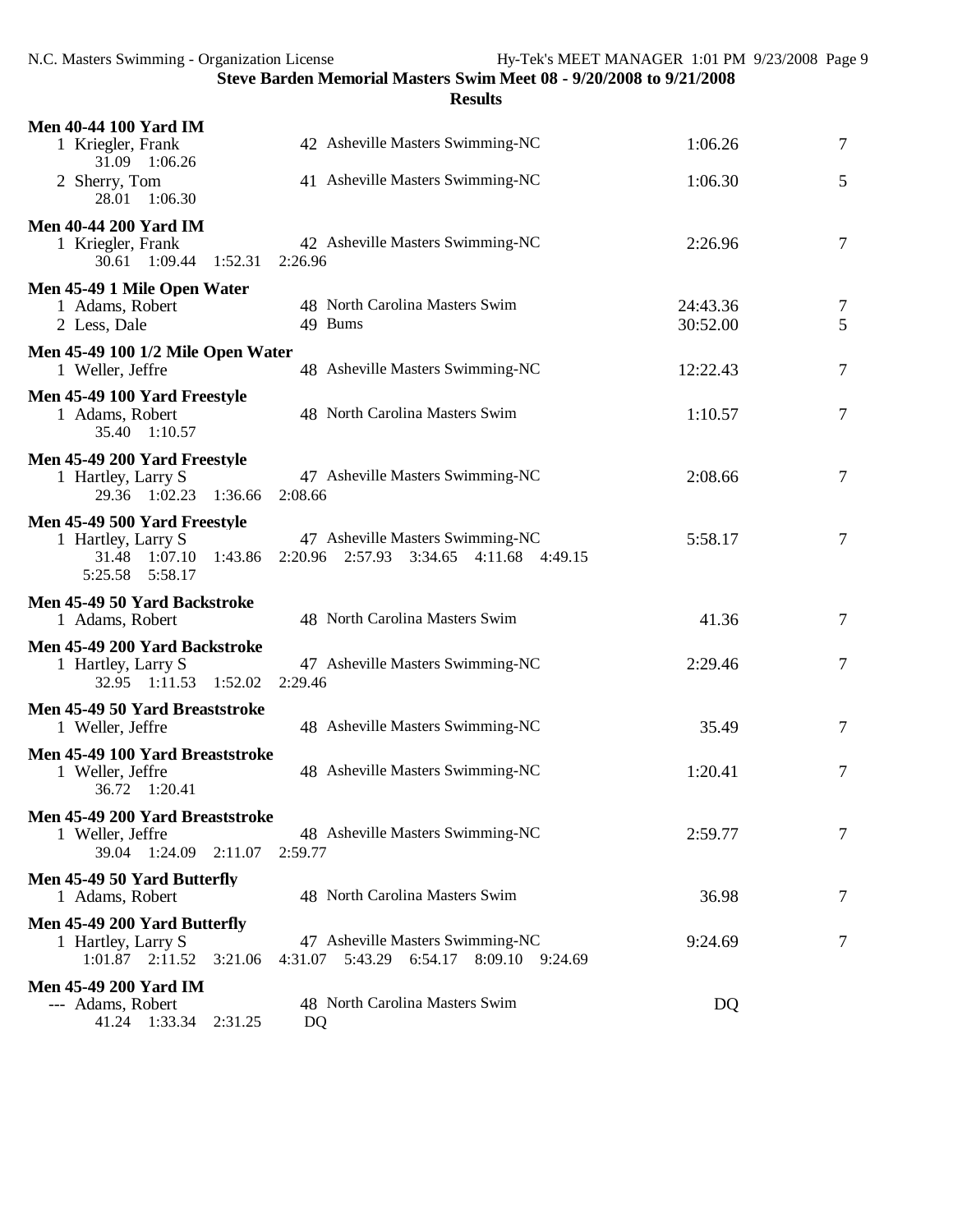**Steve Barden Memorial Masters Swim Meet 08 - 9/20/2008 to 9/21/2008**

**Results**

**Men 40-44 100 Yard IM**

| | Name | Age | Team | Time | Points |
|---|---|---|---|---|---|
| 1 | Kriegler, Frank | 42 | Asheville Masters Swimming-NC | 1:06.26 | 7 |
| | 31.09 1:06.26 | | | | |
| 2 | Sherry, Tom | 41 | Asheville Masters Swimming-NC | 1:06.30 | 5 |
| | 28.01 1:06.30 | | | | |

**Men 40-44 200 Yard IM**

| | Name | Age | Team | Time | Points |
|---|---|---|---|---|---|
| 1 | Kriegler, Frank | 42 | Asheville Masters Swimming-NC | 2:26.96 | 7 |
| | 30.61 1:09.44 1:52.31 2:26.96 | | | | |

**Men 45-49 1 Mile Open Water**

| | Name | Age | Team | Time | Points |
|---|---|---|---|---|---|
| 1 | Adams, Robert | 48 | North Carolina Masters Swim | 24:43.36 | 7 |
| 2 | Less, Dale | 49 | Bums | 30:52.00 | 5 |

**Men 45-49 100 1/2 Mile Open Water**

| | Name | Age | Team | Time | Points |
|---|---|---|---|---|---|
| 1 | Weller, Jeffre | 48 | Asheville Masters Swimming-NC | 12:22.43 | 7 |

**Men 45-49 100 Yard Freestyle**

| | Name | Age | Team | Time | Points |
|---|---|---|---|---|---|
| 1 | Adams, Robert | 48 | North Carolina Masters Swim | 1:10.57 | 7 |
| | 35.40 1:10.57 | | | | |

**Men 45-49 200 Yard Freestyle**

| | Name | Age | Team | Time | Points |
|---|---|---|---|---|---|
| 1 | Hartley, Larry S | 47 | Asheville Masters Swimming-NC | 2:08.66 | 7 |
| | 29.36 1:02.23 1:36.66 2:08.66 | | | | |

**Men 45-49 500 Yard Freestyle**

| | Name | Age | Team | Time | Points |
|---|---|---|---|---|---|
| 1 | Hartley, Larry S | 47 | Asheville Masters Swimming-NC | 5:58.17 | 7 |
| | 31.48 1:07.10 1:43.86 2:20.96 2:57.93 3:34.65 4:11.68 4:49.15 5:25.58 5:58.17 | | | | |

**Men 45-49 50 Yard Backstroke**

| | Name | Age | Team | Time | Points |
|---|---|---|---|---|---|
| 1 | Adams, Robert | 48 | North Carolina Masters Swim | 41.36 | 7 |

**Men 45-49 200 Yard Backstroke**

| | Name | Age | Team | Time | Points |
|---|---|---|---|---|---|
| 1 | Hartley, Larry S | 47 | Asheville Masters Swimming-NC | 2:29.46 | 7 |
| | 32.95 1:11.53 1:52.02 2:29.46 | | | | |

**Men 45-49 50 Yard Breaststroke**

| | Name | Age | Team | Time | Points |
|---|---|---|---|---|---|
| 1 | Weller, Jeffre | 48 | Asheville Masters Swimming-NC | 35.49 | 7 |

**Men 45-49 100 Yard Breaststroke**

| | Name | Age | Team | Time | Points |
|---|---|---|---|---|---|
| 1 | Weller, Jeffre | 48 | Asheville Masters Swimming-NC | 1:20.41 | 7 |
| | 36.72 1:20.41 | | | | |

**Men 45-49 200 Yard Breaststroke**

| | Name | Age | Team | Time | Points |
|---|---|---|---|---|---|
| 1 | Weller, Jeffre | 48 | Asheville Masters Swimming-NC | 2:59.77 | 7 |
| | 39.04 1:24.09 2:11.07 2:59.77 | | | | |

**Men 45-49 50 Yard Butterfly**

| | Name | Age | Team | Time | Points |
|---|---|---|---|---|---|
| 1 | Adams, Robert | 48 | North Carolina Masters Swim | 36.98 | 7 |

**Men 45-49 200 Yard Butterfly**

| | Name | Age | Team | Time | Points |
|---|---|---|---|---|---|
| 1 | Hartley, Larry S | 47 | Asheville Masters Swimming-NC | 9:24.69 | 7 |
| | 1:01.87 2:11.52 3:21.06 4:31.07 5:43.29 6:54.17 8:09.10 9:24.69 | | | | |

**Men 45-49 200 Yard IM**

| | Name | Age | Team | Time | Points |
|---|---|---|---|---|---|
| --- | Adams, Robert | 48 | North Carolina Masters Swim | DQ | |
| | 41.24 1:33.34 2:31.25 DQ | | | | |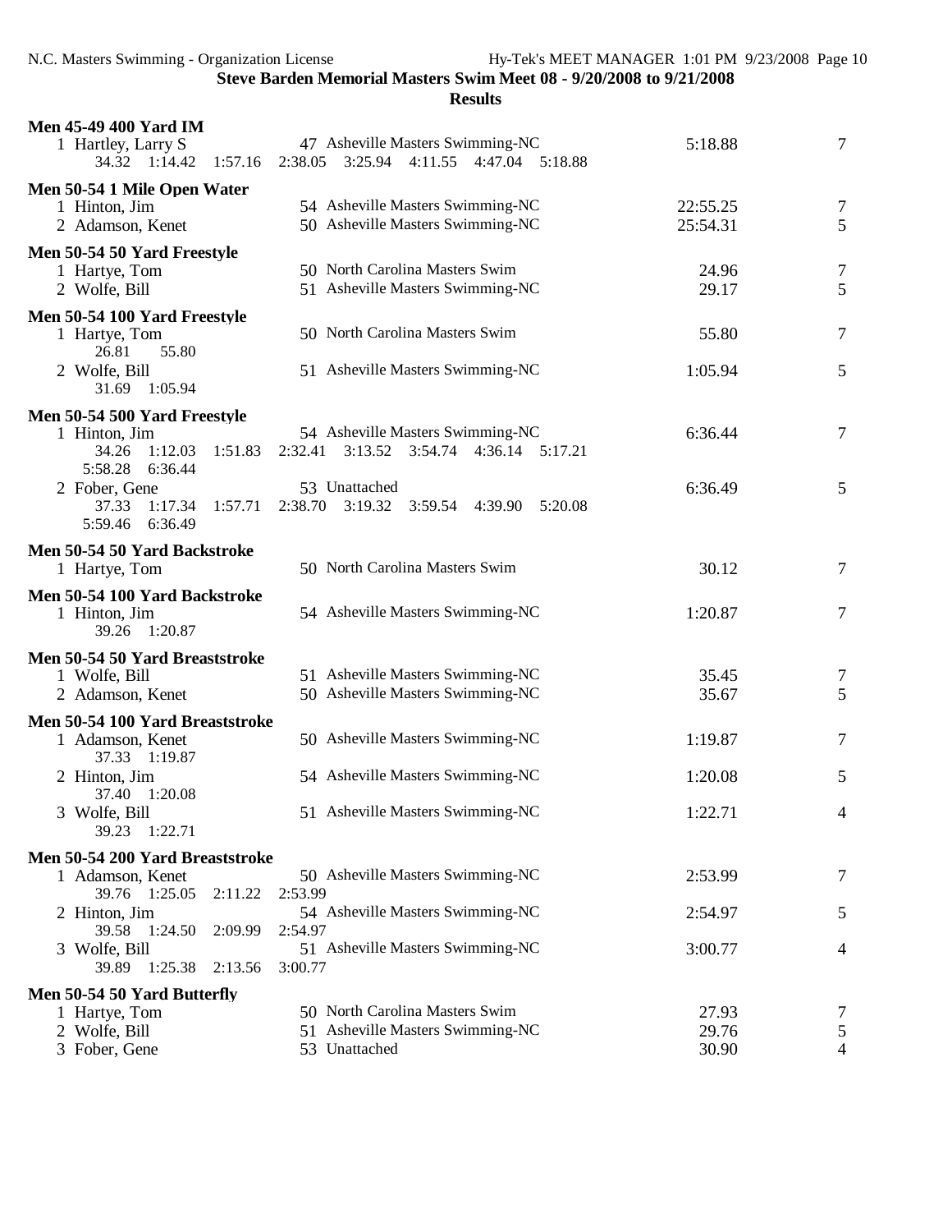**Steve Barden Memorial Masters Swim Meet 08 - 9/20/2008 to 9/21/2008**

**Results**

**Men 45-49 400 Yard IM**

1 Hartley, Larry S — 47 Asheville Masters Swimming-NC — 5:18.88 — 7
34.32 1:14.42 1:57.16 2:38.05 3:25.94 4:11.55 4:47.04 5:18.88

**Men 50-54 1 Mile Open Water**

1 Hinton, Jim — 54 Asheville Masters Swimming-NC — 22:55.25 — 7
2 Adamson, Kenet — 50 Asheville Masters Swimming-NC — 25:54.31 — 5

**Men 50-54 50 Yard Freestyle**

1 Hartye, Tom — 50 North Carolina Masters Swim — 24.96 — 7
2 Wolfe, Bill — 51 Asheville Masters Swimming-NC — 29.17 — 5

**Men 50-54 100 Yard Freestyle**

1 Hartye, Tom — 50 North Carolina Masters Swim — 55.80 — 7
26.81 55.80
2 Wolfe, Bill — 51 Asheville Masters Swimming-NC — 1:05.94 — 5
31.69 1:05.94

**Men 50-54 500 Yard Freestyle**

1 Hinton, Jim — 54 Asheville Masters Swimming-NC — 6:36.44 — 7
34.26 1:12.03 1:51.83 2:32.41 3:13.52 3:54.74 4:36.14 5:17.21
5:58.28 6:36.44
2 Fober, Gene — 53 Unattached — 6:36.49 — 5
37.33 1:17.34 1:57.71 2:38.70 3:19.32 3:59.54 4:39.90 5:20.08
5:59.46 6:36.49

**Men 50-54 50 Yard Backstroke**

1 Hartye, Tom — 50 North Carolina Masters Swim — 30.12 — 7

**Men 50-54 100 Yard Backstroke**

1 Hinton, Jim — 54 Asheville Masters Swimming-NC — 1:20.87 — 7
39.26 1:20.87

**Men 50-54 50 Yard Breaststroke**

1 Wolfe, Bill — 51 Asheville Masters Swimming-NC — 35.45 — 7
2 Adamson, Kenet — 50 Asheville Masters Swimming-NC — 35.67 — 5

**Men 50-54 100 Yard Breaststroke**

1 Adamson, Kenet — 50 Asheville Masters Swimming-NC — 1:19.87 — 7
37.33 1:19.87
2 Hinton, Jim — 54 Asheville Masters Swimming-NC — 1:20.08 — 5
37.40 1:20.08
3 Wolfe, Bill — 51 Asheville Masters Swimming-NC — 1:22.71 — 4
39.23 1:22.71

**Men 50-54 200 Yard Breaststroke**

1 Adamson, Kenet — 50 Asheville Masters Swimming-NC — 2:53.99 — 7
39.76 1:25.05 2:11.22 2:53.99
2 Hinton, Jim — 54 Asheville Masters Swimming-NC — 2:54.97 — 5
39.58 1:24.50 2:09.99 2:54.97
3 Wolfe, Bill — 51 Asheville Masters Swimming-NC — 3:00.77 — 4
39.89 1:25.38 2:13.56 3:00.77

**Men 50-54 50 Yard Butterfly**

1 Hartye, Tom — 50 North Carolina Masters Swim — 27.93 — 7
2 Wolfe, Bill — 51 Asheville Masters Swimming-NC — 29.76 — 5
3 Fober, Gene — 53 Unattached — 30.90 — 4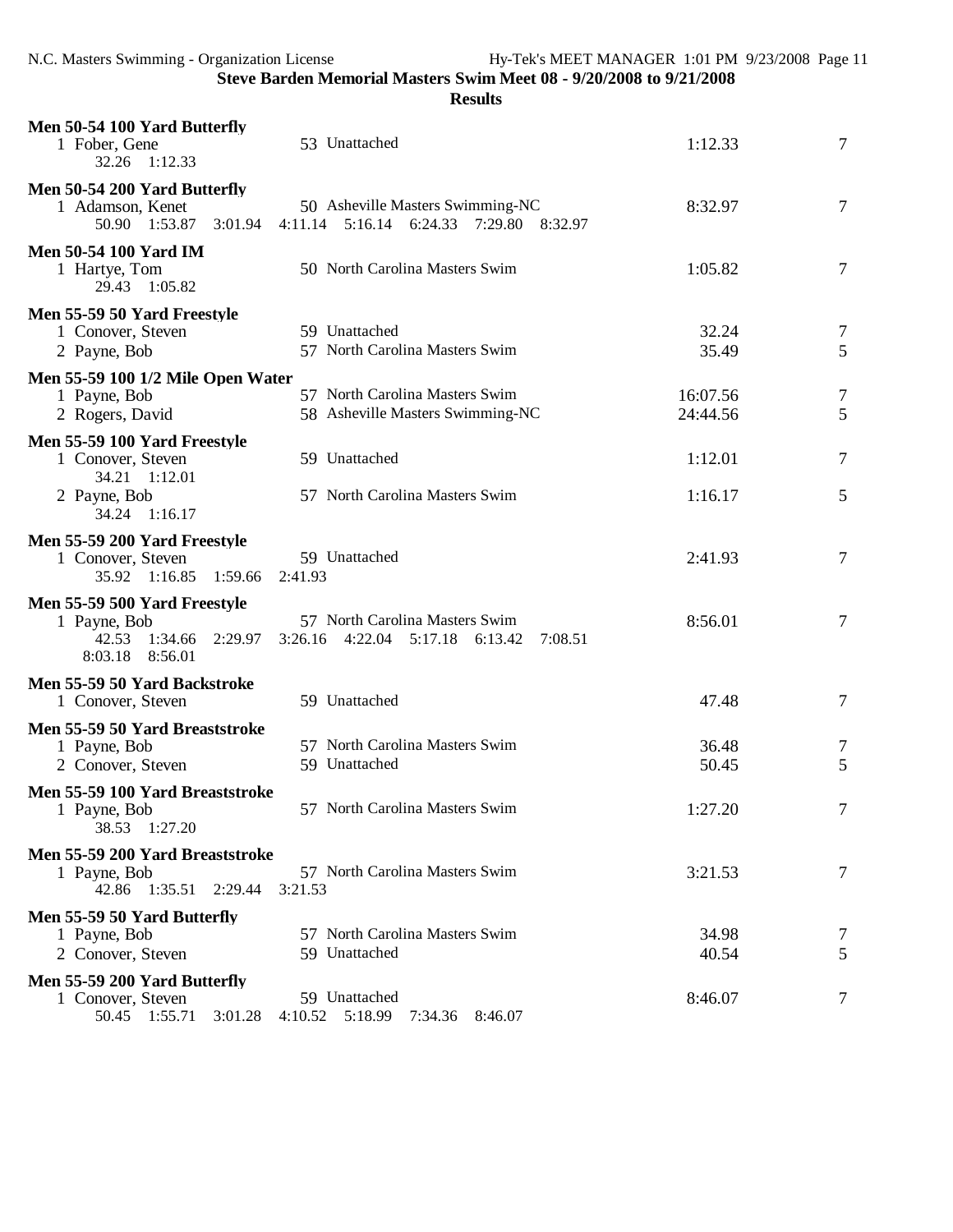**Steve Barden Memorial Masters Swim Meet 08 - 9/20/2008 to 9/21/2008**

**Results**

**Men 50-54 100 Yard Butterfly**

1 Fober, Gene — 53 Unattached — 1:12.33 — 7
32.26 1:12.33

**Men 50-54 200 Yard Butterfly**

1 Adamson, Kenet — 50 Asheville Masters Swimming-NC — 8:32.97 — 7
50.90 1:53.87 3:01.94 4:11.14 5:16.14 6:24.33 7:29.80 8:32.97

**Men 50-54 100 Yard IM**

1 Hartye, Tom — 50 North Carolina Masters Swim — 1:05.82 — 7
29.43 1:05.82

**Men 55-59 50 Yard Freestyle**

1 Conover, Steven — 59 Unattached — 32.24 — 7
2 Payne, Bob — 57 North Carolina Masters Swim — 35.49 — 5

**Men 55-59 100 1/2 Mile Open Water**

1 Payne, Bob — 57 North Carolina Masters Swim — 16:07.56 — 7
2 Rogers, David — 58 Asheville Masters Swimming-NC — 24:44.56 — 5

**Men 55-59 100 Yard Freestyle**

1 Conover, Steven — 59 Unattached — 1:12.01 — 7
34.21 1:12.01
2 Payne, Bob — 57 North Carolina Masters Swim — 1:16.17 — 5
34.24 1:16.17

**Men 55-59 200 Yard Freestyle**

1 Conover, Steven — 59 Unattached — 2:41.93 — 7
35.92 1:16.85 1:59.66 2:41.93

**Men 55-59 500 Yard Freestyle**

1 Payne, Bob — 57 North Carolina Masters Swim — 8:56.01 — 7
42.53 1:34.66 2:29.97 3:26.16 4:22.04 5:17.18 6:13.42 7:08.51
8:03.18 8:56.01

**Men 55-59 50 Yard Backstroke**

1 Conover, Steven — 59 Unattached — 47.48 — 7

**Men 55-59 50 Yard Breaststroke**

1 Payne, Bob — 57 North Carolina Masters Swim — 36.48 — 7
2 Conover, Steven — 59 Unattached — 50.45 — 5

**Men 55-59 100 Yard Breaststroke**

1 Payne, Bob — 57 North Carolina Masters Swim — 1:27.20 — 7
38.53 1:27.20

**Men 55-59 200 Yard Breaststroke**

1 Payne, Bob — 57 North Carolina Masters Swim — 3:21.53 — 7
42.86 1:35.51 2:29.44 3:21.53

**Men 55-59 50 Yard Butterfly**

1 Payne, Bob — 57 North Carolina Masters Swim — 34.98 — 7
2 Conover, Steven — 59 Unattached — 40.54 — 5

**Men 55-59 200 Yard Butterfly**

1 Conover, Steven — 59 Unattached — 8:46.07 — 7
50.45 1:55.71 3:01.28 4:10.52 5:18.99 7:34.36 8:46.07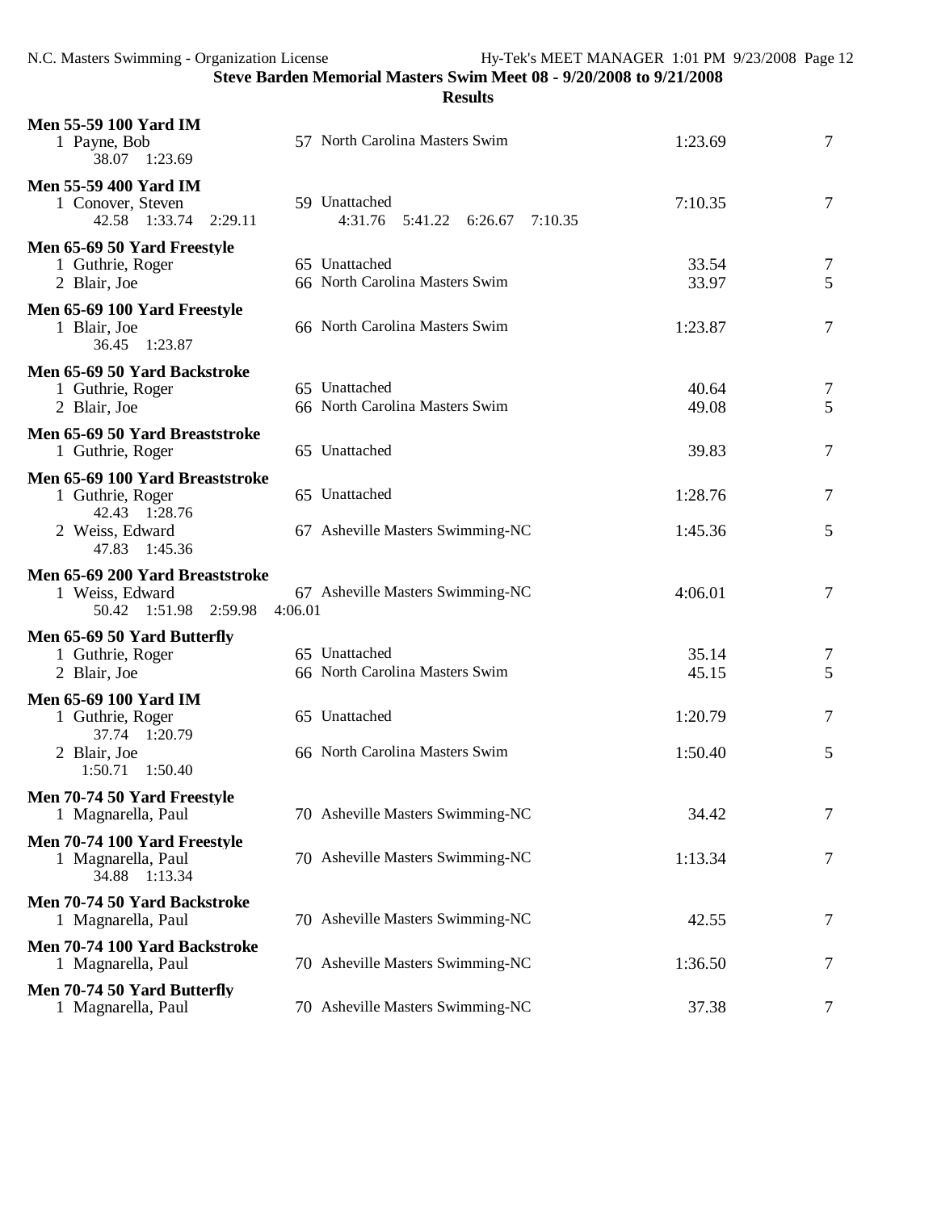## Steve Barden Memorial Masters Swim Meet 08 - 9/20/2008 to 9/21/2008

### Results

**Men 55-59 100 Yard IM**

1 Payne, Bob — 57 North Carolina Masters Swim — 1:23.69 — 7
38.07 1:23.69

**Men 55-59 400 Yard IM**

1 Conover, Steven — 59 Unattached — 7:10.35 — 7
42.58 1:33.74 2:29.11 4:31.76 5:41.22 6:26.67 7:10.35

**Men 65-69 50 Yard Freestyle**

1 Guthrie, Roger — 65 Unattached — 33.54 — 7
2 Blair, Joe — 66 North Carolina Masters Swim — 33.97 — 5

**Men 65-69 100 Yard Freestyle**

1 Blair, Joe — 66 North Carolina Masters Swim — 1:23.87 — 7
36.45 1:23.87

**Men 65-69 50 Yard Backstroke**

1 Guthrie, Roger — 65 Unattached — 40.64 — 7
2 Blair, Joe — 66 North Carolina Masters Swim — 49.08 — 5

**Men 65-69 50 Yard Breaststroke**

1 Guthrie, Roger — 65 Unattached — 39.83 — 7

**Men 65-69 100 Yard Breaststroke**

1 Guthrie, Roger — 65 Unattached — 1:28.76 — 7
42.43 1:28.76
2 Weiss, Edward — 67 Asheville Masters Swimming-NC — 1:45.36 — 5
47.83 1:45.36

**Men 65-69 200 Yard Breaststroke**

1 Weiss, Edward — 67 Asheville Masters Swimming-NC — 4:06.01 — 7
50.42 1:51.98 2:59.98 4:06.01

**Men 65-69 50 Yard Butterfly**

1 Guthrie, Roger — 65 Unattached — 35.14 — 7
2 Blair, Joe — 66 North Carolina Masters Swim — 45.15 — 5

**Men 65-69 100 Yard IM**

1 Guthrie, Roger — 65 Unattached — 1:20.79 — 7
37.74 1:20.79
2 Blair, Joe — 66 North Carolina Masters Swim — 1:50.40 — 5
1:50.71 1:50.40

**Men 70-74 50 Yard Freestyle**

1 Magnarella, Paul — 70 Asheville Masters Swimming-NC — 34.42 — 7

**Men 70-74 100 Yard Freestyle**

1 Magnarella, Paul — 70 Asheville Masters Swimming-NC — 1:13.34 — 7
34.88 1:13.34

**Men 70-74 50 Yard Backstroke**

1 Magnarella, Paul — 70 Asheville Masters Swimming-NC — 42.55 — 7

**Men 70-74 100 Yard Backstroke**

1 Magnarella, Paul — 70 Asheville Masters Swimming-NC — 1:36.50 — 7

**Men 70-74 50 Yard Butterfly**

1 Magnarella, Paul — 70 Asheville Masters Swimming-NC — 37.38 — 7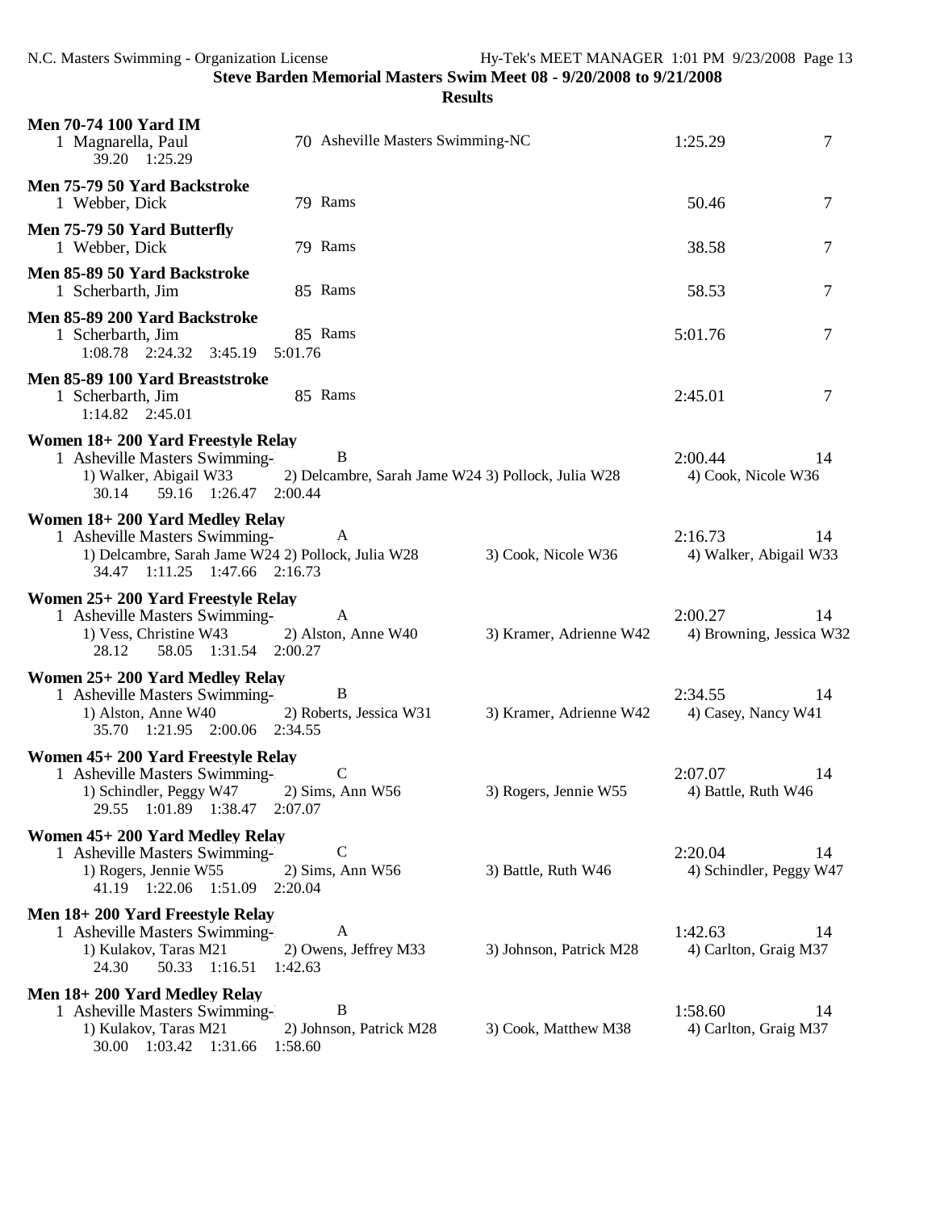Steve Barden Memorial Masters Swim Meet 08 - 9/20/2008 to 9/21/2008

**Results**

**Men 70-74 100 Yard IM**

1 Magnarella, Paul — 70 Asheville Masters Swimming-NC — 1:25.29 — 7
39.20 1:25.29

**Men 75-79 50 Yard Backstroke**

1 Webber, Dick — 79 Rams — 50.46 — 7

**Men 75-79 50 Yard Butterfly**

1 Webber, Dick — 79 Rams — 38.58 — 7

**Men 85-89 50 Yard Backstroke**

1 Scherbarth, Jim — 85 Rams — 58.53 — 7

**Men 85-89 200 Yard Backstroke**

1 Scherbarth, Jim — 85 Rams — 5:01.76 — 7
1:08.78 2:24.32 3:45.19 5:01.76

**Men 85-89 100 Yard Breaststroke**

1 Scherbarth, Jim — 85 Rams — 2:45.01 — 7
1:14.82 2:45.01

**Women 18+ 200 Yard Freestyle Relay**

1 Asheville Masters Swimming- — B — 2:00.44 — 14
1) Walker, Abigail W33 2) Delcambre, Sarah Jame W24 3) Pollock, Julia W28 4) Cook, Nicole W36
30.14 59.16 1:26.47 2:00.44

**Women 18+ 200 Yard Medley Relay**

1 Asheville Masters Swimming- — A — 2:16.73 — 14
1) Delcambre, Sarah Jame W24 2) Pollock, Julia W28 3) Cook, Nicole W36 4) Walker, Abigail W33
34.47 1:11.25 1:47.66 2:16.73

**Women 25+ 200 Yard Freestyle Relay**

1 Asheville Masters Swimming- — A — 2:00.27 — 14
1) Vess, Christine W43 2) Alston, Anne W40 3) Kramer, Adrienne W42 4) Browning, Jessica W32
28.12 58.05 1:31.54 2:00.27

**Women 25+ 200 Yard Medley Relay**

1 Asheville Masters Swimming- — B — 2:34.55 — 14
1) Alston, Anne W40 2) Roberts, Jessica W31 3) Kramer, Adrienne W42 4) Casey, Nancy W41
35.70 1:21.95 2:00.06 2:34.55

**Women 45+ 200 Yard Freestyle Relay**

1 Asheville Masters Swimming- — C — 2:07.07 — 14
1) Schindler, Peggy W47 2) Sims, Ann W56 3) Rogers, Jennie W55 4) Battle, Ruth W46
29.55 1:01.89 1:38.47 2:07.07

**Women 45+ 200 Yard Medley Relay**

1 Asheville Masters Swimming- — C — 2:20.04 — 14
1) Rogers, Jennie W55 2) Sims, Ann W56 3) Battle, Ruth W46 4) Schindler, Peggy W47
41.19 1:22.06 1:51.09 2:20.04

**Men 18+ 200 Yard Freestyle Relay**

1 Asheville Masters Swimming- — A — 1:42.63 — 14
1) Kulakov, Taras M21 2) Owens, Jeffrey M33 3) Johnson, Patrick M28 4) Carlton, Graig M37
24.30 50.33 1:16.51 1:42.63

**Men 18+ 200 Yard Medley Relay**

1 Asheville Masters Swimming- — B — 1:58.60 — 14
1) Kulakov, Taras M21 2) Johnson, Patrick M28 3) Cook, Matthew M38 4) Carlton, Graig M37
30.00 1:03.42 1:31.66 1:58.60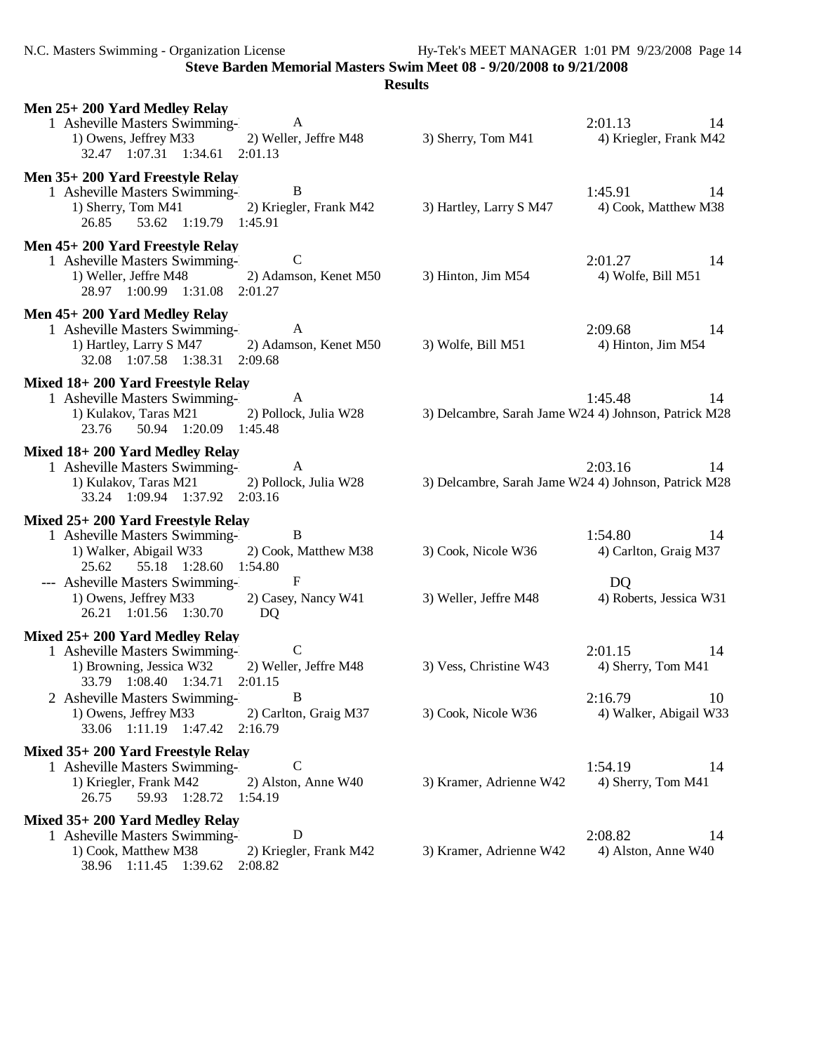**Steve Barden Memorial Masters Swim Meet 08 - 9/20/2008 to 9/21/2008**

**Results**

**Men 25+ 200 Yard Medley Relay**

```
  1 Asheville Masters Swimming-      A                                                2:01.13        14
     1) Owens, Jeffrey M33        2) Weller, Jeffre M48       3) Sherry, Tom M41        4) Kriegler, Frank M42
       32.47   1:07.31   1:34.61   2:01.13
```

**Men 35+ 200 Yard Freestyle Relay**

```
  1 Asheville Masters Swimming-      B                                                1:45.91        14
     1) Sherry, Tom M41           2) Kriegler, Frank M42      3) Hartley, Larry S M47   4) Cook, Matthew M38
       26.85     53.62   1:19.79   1:45.91
```

**Men 45+ 200 Yard Freestyle Relay**

```
  1 Asheville Masters Swimming-      C                                                2:01.27        14
     1) Weller, Jeffre M48        2) Adamson, Kenet M50       3) Hinton, Jim M54        4) Wolfe, Bill M51
       28.97   1:00.99   1:31.08   2:01.27
```

**Men 45+ 200 Yard Medley Relay**

```
  1 Asheville Masters Swimming-      A                                                2:09.68        14
     1) Hartley, Larry S M47      2) Adamson, Kenet M50       3) Wolfe, Bill M51        4) Hinton, Jim M54
       32.08   1:07.58   1:38.31   2:09.68
```

**Mixed 18+ 200 Yard Freestyle Relay**

```
  1 Asheville Masters Swimming-      A                                                1:45.48        14
     1) Kulakov, Taras M21        2) Pollock, Julia W28       3) Delcambre, Sarah Jame W24 4) Johnson, Patrick M28
       23.76     50.94   1:20.09   1:45.48
```

**Mixed 18+ 200 Yard Medley Relay**

```
  1 Asheville Masters Swimming-      A                                                2:03.16        14
     1) Kulakov, Taras M21        2) Pollock, Julia W28       3) Delcambre, Sarah Jame W24 4) Johnson, Patrick M28
       33.24   1:09.94   1:37.92   2:03.16
```

**Mixed 25+ 200 Yard Freestyle Relay**

```
  1 Asheville Masters Swimming-      B                                                1:54.80        14
     1) Walker, Abigail W33       2) Cook, Matthew M38        3) Cook, Nicole W36       4) Carlton, Graig M37
       25.62     55.18   1:28.60   1:54.80
 --- Asheville Masters Swimming-     F                                                  DQ
     1) Owens, Jeffrey M33        2) Casey, Nancy W41         3) Weller, Jeffre M48     4) Roberts, Jessica W31
       26.21   1:01.56   1:30.70     DQ
```

**Mixed 25+ 200 Yard Medley Relay**

```
  1 Asheville Masters Swimming-      C                                                2:01.15        14
     1) Browning, Jessica W32     2) Weller, Jeffre M48       3) Vess, Christine W43    4) Sherry, Tom M41
       33.79   1:08.40   1:34.71   2:01.15
  2 Asheville Masters Swimming-      B                                                2:16.79        10
     1) Owens, Jeffrey M33        2) Carlton, Graig M37       3) Cook, Nicole W36       4) Walker, Abigail W33
       33.06   1:11.19   1:47.42   2:16.79
```

**Mixed 35+ 200 Yard Freestyle Relay**

```
  1 Asheville Masters Swimming-      C                                                1:54.19        14
     1) Kriegler, Frank M42       2) Alston, Anne W40         3) Kramer, Adrienne W42   4) Sherry, Tom M41
       26.75     59.93   1:28.72   1:54.19
```

**Mixed 35+ 200 Yard Medley Relay**

```
  1 Asheville Masters Swimming-      D                                                2:08.82        14
     1) Cook, Matthew M38         2) Kriegler, Frank M42      3) Kramer, Adrienne W42   4) Alston, Anne W40
       38.96   1:11.45   1:39.62   2:08.82
```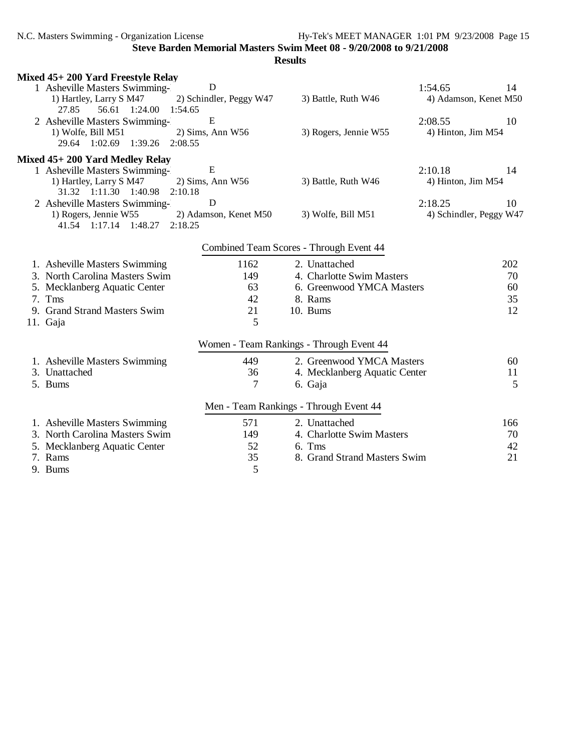**Steve Barden Memorial Masters Swim Meet 08 - 9/20/2008 to 9/21/2008**

**Results**

### Mixed 45+ 200 Yard Freestyle Relay

| | | | | | |
|---|---|---|---|---|---|
| 1 | Asheville Masters Swimming- | D | | 1:54.65 | 14 |
| | 1) Hartley, Larry S M47 | 2) Schindler, Peggy W47 | 3) Battle, Ruth W46 | 4) Adamson, Kenet M50 | |
| | 27.85 56.61 1:24.00 1:54.65 | | | | |
| 2 | Asheville Masters Swimming- | E | | 2:08.55 | 10 |
| | 1) Wolfe, Bill M51 | 2) Sims, Ann W56 | 3) Rogers, Jennie W55 | 4) Hinton, Jim M54 | |
| | 29.64 1:02.69 1:39.26 2:08.55 | | | | |

### Mixed 45+ 200 Yard Medley Relay

| | | | | | |
|---|---|---|---|---|---|
| 1 | Asheville Masters Swimming- | E | | 2:10.18 | 14 |
| | 1) Hartley, Larry S M47 | 2) Sims, Ann W56 | 3) Battle, Ruth W46 | 4) Hinton, Jim M54 | |
| | 31.32 1:11.30 1:40.98 2:10.18 | | | | |
| 2 | Asheville Masters Swimming- | D | | 2:18.25 | 10 |
| | 1) Rogers, Jennie W55 | 2) Adamson, Kenet M50 | 3) Wolfe, Bill M51 | 4) Schindler, Peggy W47 | |
| | 41.54 1:17.14 1:48.27 2:18.25 | | | | |

### Combined Team Scores - Through Event 44

| | | | |
|---|---|---|---|
| 1. Asheville Masters Swimming | 1162 | 2. Unattached | 202 |
| 3. North Carolina Masters Swim | 149 | 4. Charlotte Swim Masters | 70 |
| 5. Mecklanberg Aquatic Center | 63 | 6. Greenwood YMCA Masters | 60 |
| 7. Tms | 42 | 8. Rams | 35 |
| 9. Grand Strand Masters Swim | 21 | 10. Bums | 12 |
| 11. Gaja | 5 | | |

### Women - Team Rankings - Through Event 44

| | | | |
|---|---|---|---|
| 1. Asheville Masters Swimming | 449 | 2. Greenwood YMCA Masters | 60 |
| 3. Unattached | 36 | 4. Mecklanberg Aquatic Center | 11 |
| 5. Bums | 7 | 6. Gaja | 5 |

### Men - Team Rankings - Through Event 44

| | | | |
|---|---|---|---|
| 1. Asheville Masters Swimming | 571 | 2. Unattached | 166 |
| 3. North Carolina Masters Swim | 149 | 4. Charlotte Swim Masters | 70 |
| 5. Mecklanberg Aquatic Center | 52 | 6. Tms | 42 |
| 7. Rams | 35 | 8. Grand Strand Masters Swim | 21 |
| 9. Bums | 5 | | |